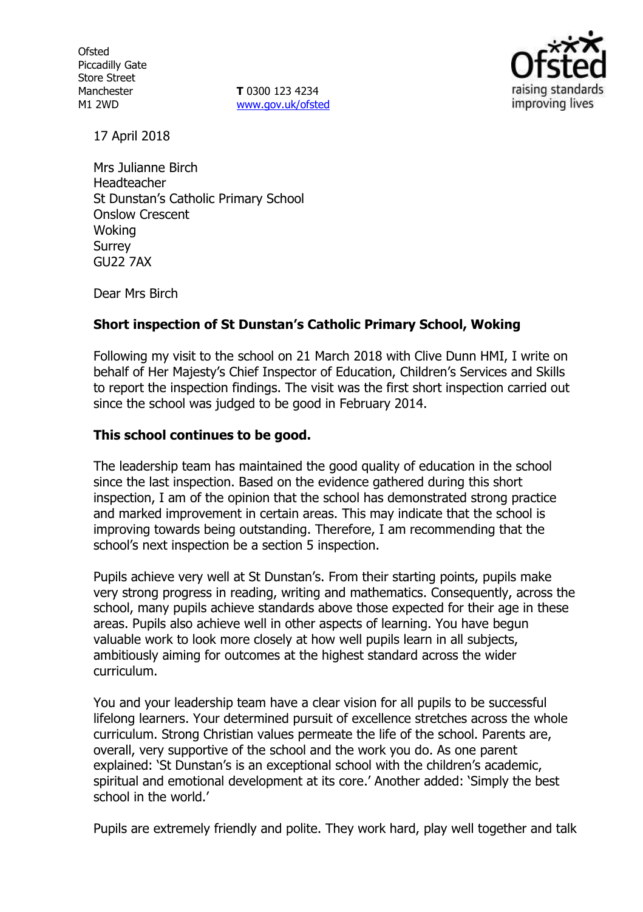Ofsted
Piccadilly Gate
Store Street
Manchester
M1 2WD

**T** 0300 123 4234
www.gov.uk/ofsted

17 April 2018

Mrs Julianne Birch
Headteacher
St Dunstan's Catholic Primary School
Onslow Crescent
Woking
Surrey
GU22 7AX

Dear Mrs Birch

**Short inspection of St Dunstan's Catholic Primary School, Woking**

Following my visit to the school on 21 March 2018 with Clive Dunn HMI, I write on behalf of Her Majesty's Chief Inspector of Education, Children's Services and Skills to report the inspection findings. The visit was the first short inspection carried out since the school was judged to be good in February 2014.

**This school continues to be good.**

The leadership team has maintained the good quality of education in the school since the last inspection. Based on the evidence gathered during this short inspection, I am of the opinion that the school has demonstrated strong practice and marked improvement in certain areas. This may indicate that the school is improving towards being outstanding. Therefore, I am recommending that the school's next inspection be a section 5 inspection.

Pupils achieve very well at St Dunstan's. From their starting points, pupils make very strong progress in reading, writing and mathematics. Consequently, across the school, many pupils achieve standards above those expected for their age in these areas. Pupils also achieve well in other aspects of learning. You have begun valuable work to look more closely at how well pupils learn in all subjects, ambitiously aiming for outcomes at the highest standard across the wider curriculum.

You and your leadership team have a clear vision for all pupils to be successful lifelong learners. Your determined pursuit of excellence stretches across the whole curriculum. Strong Christian values permeate the life of the school. Parents are, overall, very supportive of the school and the work you do. As one parent explained: 'St Dunstan's is an exceptional school with the children's academic, spiritual and emotional development at its core.' Another added: 'Simply the best school in the world.'

Pupils are extremely friendly and polite. They work hard, play well together and talk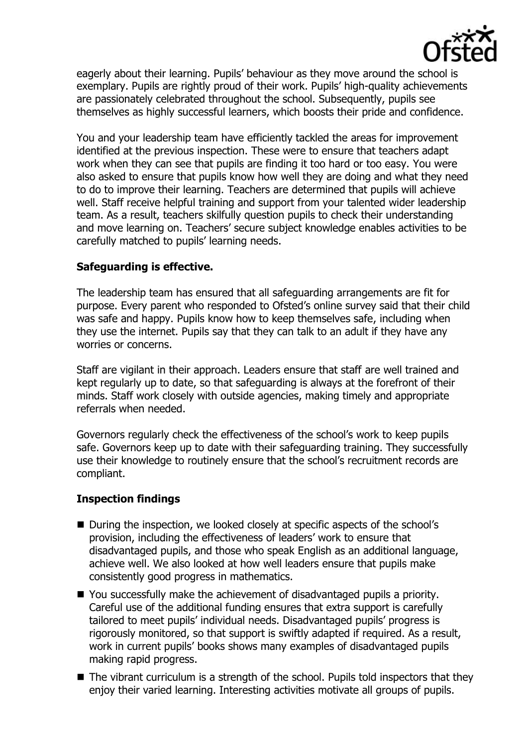eagerly about their learning. Pupils' behaviour as they move around the school is exemplary. Pupils are rightly proud of their work. Pupils' high-quality achievements are passionately celebrated throughout the school. Subsequently, pupils see themselves as highly successful learners, which boosts their pride and confidence.

You and your leadership team have efficiently tackled the areas for improvement identified at the previous inspection. These were to ensure that teachers adapt work when they can see that pupils are finding it too hard or too easy. You were also asked to ensure that pupils know how well they are doing and what they need to do to improve their learning. Teachers are determined that pupils will achieve well. Staff receive helpful training and support from your talented wider leadership team. As a result, teachers skilfully question pupils to check their understanding and move learning on. Teachers' secure subject knowledge enables activities to be carefully matched to pupils' learning needs.

**Safeguarding is effective.**

The leadership team has ensured that all safeguarding arrangements are fit for purpose. Every parent who responded to Ofsted's online survey said that their child was safe and happy. Pupils know how to keep themselves safe, including when they use the internet. Pupils say that they can talk to an adult if they have any worries or concerns.

Staff are vigilant in their approach. Leaders ensure that staff are well trained and kept regularly up to date, so that safeguarding is always at the forefront of their minds. Staff work closely with outside agencies, making timely and appropriate referrals when needed.

Governors regularly check the effectiveness of the school's work to keep pupils safe. Governors keep up to date with their safeguarding training. They successfully use their knowledge to routinely ensure that the school's recruitment records are compliant.

**Inspection findings**

- During the inspection, we looked closely at specific aspects of the school's provision, including the effectiveness of leaders' work to ensure that disadvantaged pupils, and those who speak English as an additional language, achieve well. We also looked at how well leaders ensure that pupils make consistently good progress in mathematics.
- You successfully make the achievement of disadvantaged pupils a priority. Careful use of the additional funding ensures that extra support is carefully tailored to meet pupils' individual needs. Disadvantaged pupils' progress is rigorously monitored, so that support is swiftly adapted if required. As a result, work in current pupils' books shows many examples of disadvantaged pupils making rapid progress.
- The vibrant curriculum is a strength of the school. Pupils told inspectors that they enjoy their varied learning. Interesting activities motivate all groups of pupils.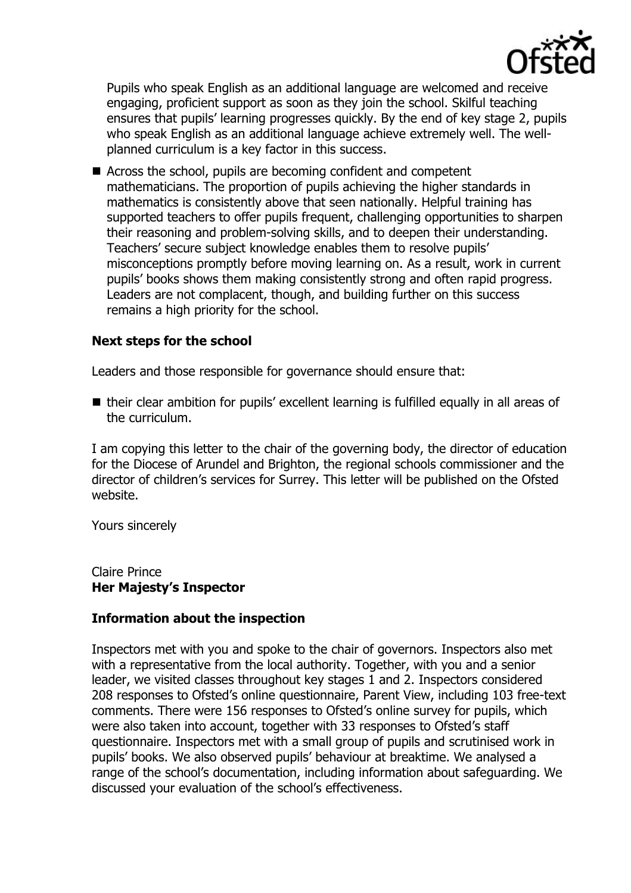Pupils who speak English as an additional language are welcomed and receive engaging, proficient support as soon as they join the school. Skilful teaching ensures that pupils' learning progresses quickly. By the end of key stage 2, pupils who speak English as an additional language achieve extremely well. The well-planned curriculum is a key factor in this success.

- Across the school, pupils are becoming confident and competent mathematicians. The proportion of pupils achieving the higher standards in mathematics is consistently above that seen nationally. Helpful training has supported teachers to offer pupils frequent, challenging opportunities to sharpen their reasoning and problem-solving skills, and to deepen their understanding. Teachers' secure subject knowledge enables them to resolve pupils' misconceptions promptly before moving learning on. As a result, work in current pupils' books shows them making consistently strong and often rapid progress. Leaders are not complacent, though, and building further on this success remains a high priority for the school.

## Next steps for the school

Leaders and those responsible for governance should ensure that:

- their clear ambition for pupils' excellent learning is fulfilled equally in all areas of the curriculum.

I am copying this letter to the chair of the governing body, the director of education for the Diocese of Arundel and Brighton, the regional schools commissioner and the director of children's services for Surrey. This letter will be published on the Ofsted website.

Yours sincerely

Claire Prince
**Her Majesty's Inspector**

## Information about the inspection

Inspectors met with you and spoke to the chair of governors. Inspectors also met with a representative from the local authority. Together, with you and a senior leader, we visited classes throughout key stages 1 and 2. Inspectors considered 208 responses to Ofsted's online questionnaire, Parent View, including 103 free-text comments. There were 156 responses to Ofsted's online survey for pupils, which were also taken into account, together with 33 responses to Ofsted's staff questionnaire. Inspectors met with a small group of pupils and scrutinised work in pupils' books. We also observed pupils' behaviour at breaktime. We analysed a range of the school's documentation, including information about safeguarding. We discussed your evaluation of the school's effectiveness.